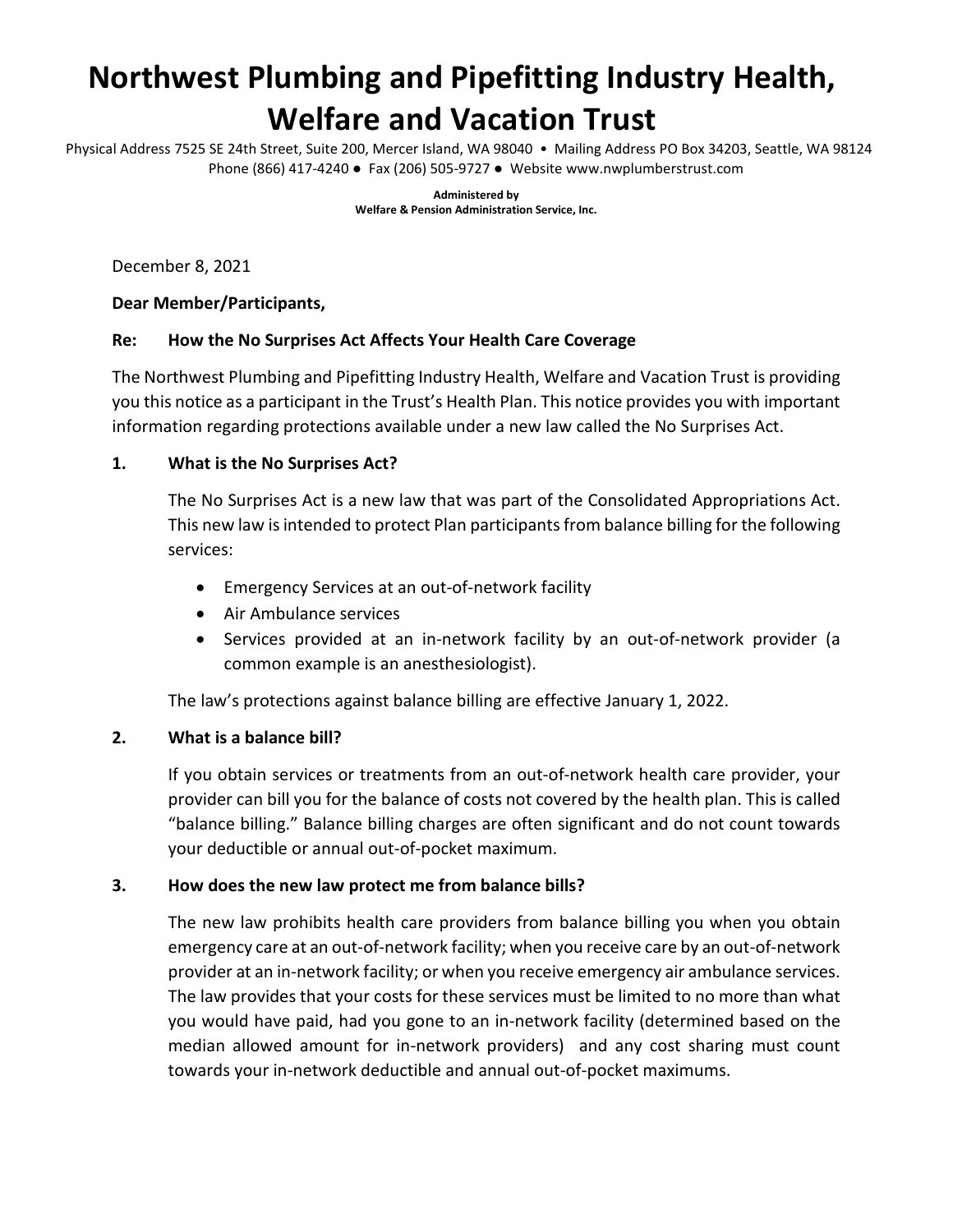# Northwest Plumbing and Pipefitting Industry Health, Welfare and Vacation Trust

Physical Address 7525 SE 24th Street, Suite 200, Mercer Island, WA 98040 • Mailing Address PO Box 34203, Seattle, WA 98124
Phone (866) 417-4240 ● Fax (206) 505-9727 ● Website www.nwplumberstrust.com

**Administered by**
**Welfare & Pension Administration Service, Inc.**

December 8, 2021

**Dear Member/Participants,**

**Re: How the No Surprises Act Affects Your Health Care Coverage**

The Northwest Plumbing and Pipefitting Industry Health, Welfare and Vacation Trust is providing you this notice as a participant in the Trust's Health Plan. This notice provides you with important information regarding protections available under a new law called the No Surprises Act.

**1. What is the No Surprises Act?**

The No Surprises Act is a new law that was part of the Consolidated Appropriations Act. This new law is intended to protect Plan participants from balance billing for the following services:

- Emergency Services at an out-of-network facility
- Air Ambulance services
- Services provided at an in-network facility by an out-of-network provider (a common example is an anesthesiologist).

The law's protections against balance billing are effective January 1, 2022.

**2. What is a balance bill?**

If you obtain services or treatments from an out-of-network health care provider, your provider can bill you for the balance of costs not covered by the health plan. This is called "balance billing." Balance billing charges are often significant and do not count towards your deductible or annual out-of-pocket maximum.

**3. How does the new law protect me from balance bills?**

The new law prohibits health care providers from balance billing you when you obtain emergency care at an out-of-network facility; when you receive care by an out-of-network provider at an in-network facility; or when you receive emergency air ambulance services. The law provides that your costs for these services must be limited to no more than what you would have paid, had you gone to an in-network facility (determined based on the median allowed amount for in-network providers) and any cost sharing must count towards your in-network deductible and annual out-of-pocket maximums.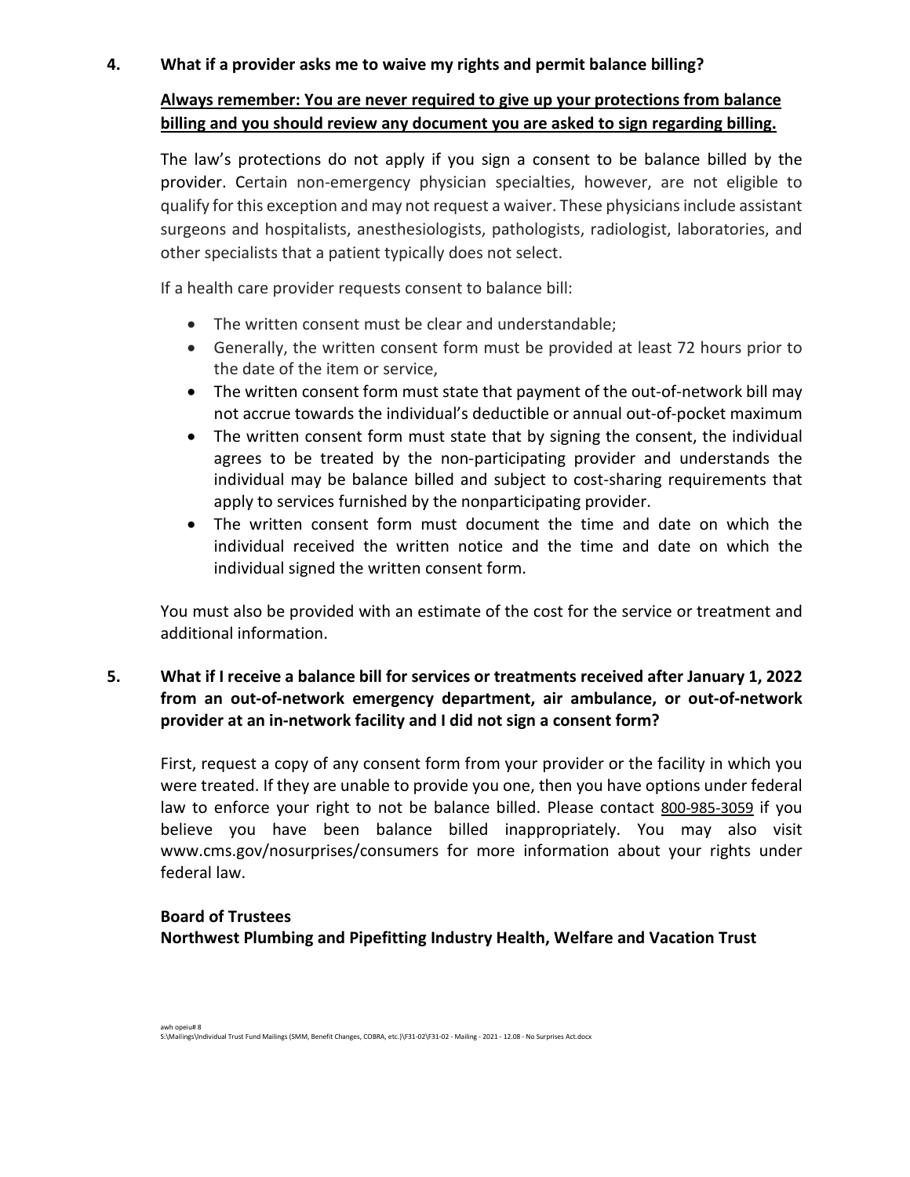**4. What if a provider asks me to waive my rights and permit balance billing?**

**Always remember: You are never required to give up your protections from balance billing and you should review any document you are asked to sign regarding billing.**

The law's protections do not apply if you sign a consent to be balance billed by the provider. Certain non-emergency physician specialties, however, are not eligible to qualify for this exception and may not request a waiver. These physicians include assistant surgeons and hospitalists, anesthesiologists, pathologists, radiologist, laboratories, and other specialists that a patient typically does not select.

If a health care provider requests consent to balance bill:

- The written consent must be clear and understandable;
- Generally, the written consent form must be provided at least 72 hours prior to the date of the item or service,
- The written consent form must state that payment of the out-of-network bill may not accrue towards the individual's deductible or annual out-of-pocket maximum
- The written consent form must state that by signing the consent, the individual agrees to be treated by the non-participating provider and understands the individual may be balance billed and subject to cost-sharing requirements that apply to services furnished by the nonparticipating provider.
- The written consent form must document the time and date on which the individual received the written notice and the time and date on which the individual signed the written consent form.

You must also be provided with an estimate of the cost for the service or treatment and additional information.

**5. What if I receive a balance bill for services or treatments received after January 1, 2022 from an out-of-network emergency department, air ambulance, or out-of-network provider at an in-network facility and I did not sign a consent form?**

First, request a copy of any consent form from your provider or the facility in which you were treated. If they are unable to provide you one, then you have options under federal law to enforce your right to not be balance billed. Please contact 800-985-3059 if you believe you have been balance billed inappropriately. You may also visit www.cms.gov/nosurprises/consumers for more information about your rights under federal law.

**Board of Trustees**
**Northwest Plumbing and Pipefitting Industry Health, Welfare and Vacation Trust**

awh opeiu# 8
S:\Mailings\Individual Trust Fund Mailings (SMM, Benefit Changes, COBRA, etc.)\F31-02\F31-02 - Mailing - 2021 - 12.08 - No Surprises Act.docx